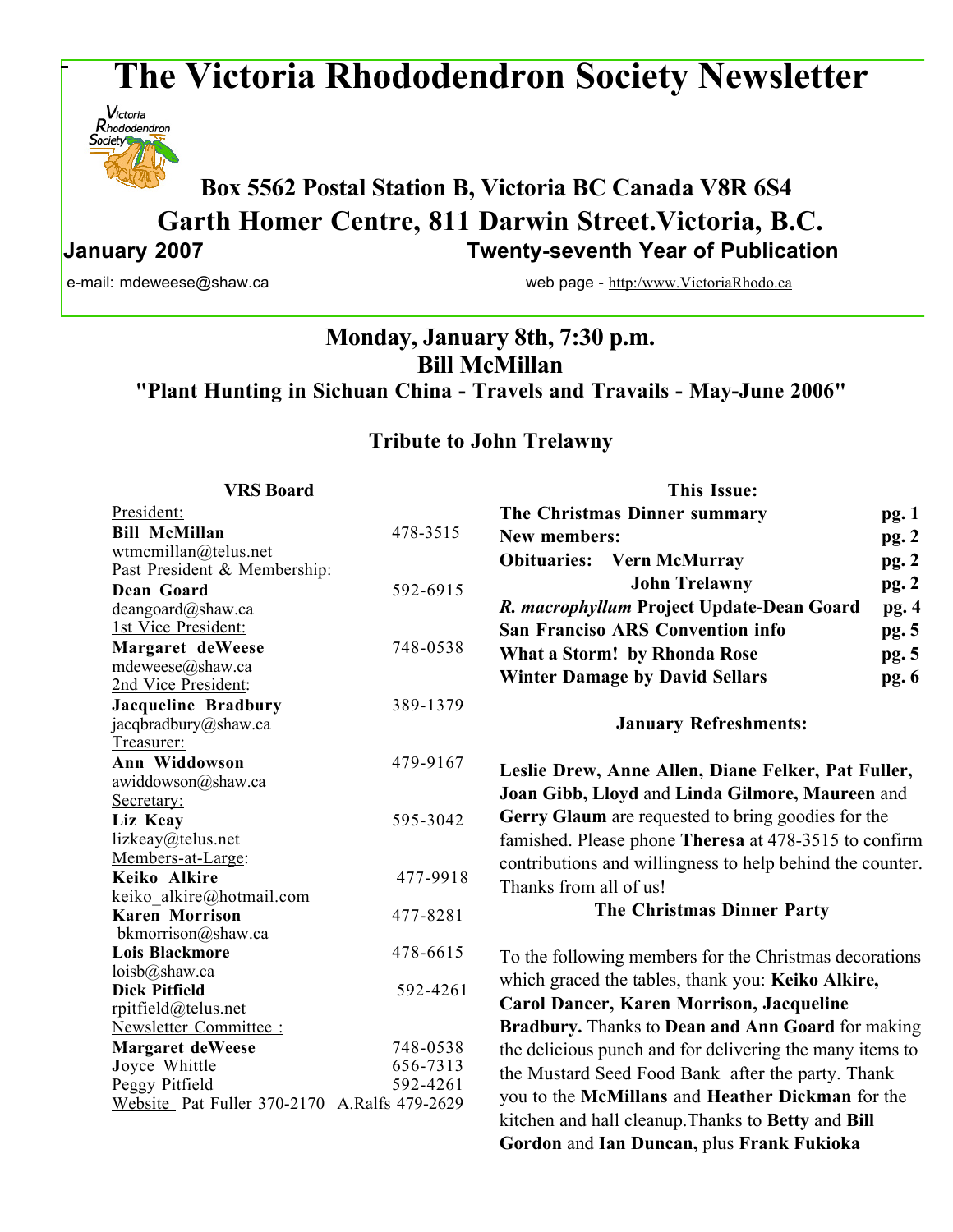# The Victoria Rhododendron Society Newsletter

**Box 5562 Postal Station B, Victoria BC Canada V8R 6S4**

**Garth Homer Centre, 811 Darwin Street.Victoria, B.C.**

**January 2007** **Twenty-seventh Year of Publication**

e-mail: mdeweese@shaw.ca web page - http:/www.VictoriaRhodo.ca

## Monday, January 8th, 7:30 p.m.
## Bill McMillan
### "Plant Hunting in Sichuan China - Travels and Travails - May-June 2006"

### Tribute to John Trelawny

**VRS Board**

President:
**Bill McMillan** 478-3515
wtmcmillan@telus.net

Past President & Membership:
**Dean Goard** 592-6915
deangoard@shaw.ca

1st Vice President:
**Margaret deWeese** 748-0538
mdeweese@shaw.ca

2nd Vice President:
**Jacqueline Bradbury** 389-1379
jacqbradbury@shaw.ca

Treasurer:
**Ann Widdowson** 479-9167
awiddowson@shaw.ca

Secretary:
**Liz Keay** 595-3042
lizkeay@telus.net

Members-at-Large:
**Keiko Alkire** 477-9918
keiko_alkire@hotmail.com
**Karen Morrison** 477-8281
bkmorrison@shaw.ca
**Lois Blackmore** 478-6615
loisb@shaw.ca
**Dick Pitfield** 592-4261
rpitfield@telus.net

Newsletter Committee :
**Margaret deWeese** 748-0538
**J**oyce Whittle 656-7313
Peggy Pitfield 592-4261

Website Pat Fuller 370-2170 A.Ralfs 479-2629

**This Issue:**

| | |
|---|---|
| **The Christmas Dinner summary** | **pg. 1** |
| **New members:** | **pg. 2** |
| **Obituaries: Vern McMurray** | **pg. 2** |
| **John Trelawny** | **pg. 2** |
| ***R. macrophyllum* Project Update-Dean Goard** | **pg. 4** |
| **San Francisco ARS Convention info** | **pg. 5** |
| **What a Storm! by Rhonda Rose** | **pg. 5** |
| **Winter Damage by David Sellars** | **pg. 6** |

**January Refreshments:**

**Leslie Drew, Anne Allen, Diane Felker, Pat Fuller, Joan Gibb, Lloyd** and **Linda Gilmore, Maureen** and **Gerry Glaum** are requested to bring goodies for the famished. Please phone **Theresa** at 478-3515 to confirm contributions and willingness to help behind the counter. Thanks from all of us!

**The Christmas Dinner Party**

To the following members for the Christmas decorations which graced the tables, thank you: **Keiko Alkire, Carol Dancer, Karen Morrison, Jacqueline Bradbury.** Thanks to **Dean and Ann Goard** for making the delicious punch and for delivering the many items to the Mustard Seed Food Bank after the party. Thank you to the **McMillans** and **Heather Dickman** for the kitchen and hall cleanup.Thanks to **Betty** and **Bill Gordon** and **Ian Duncan,** plus **Frank Fukioka**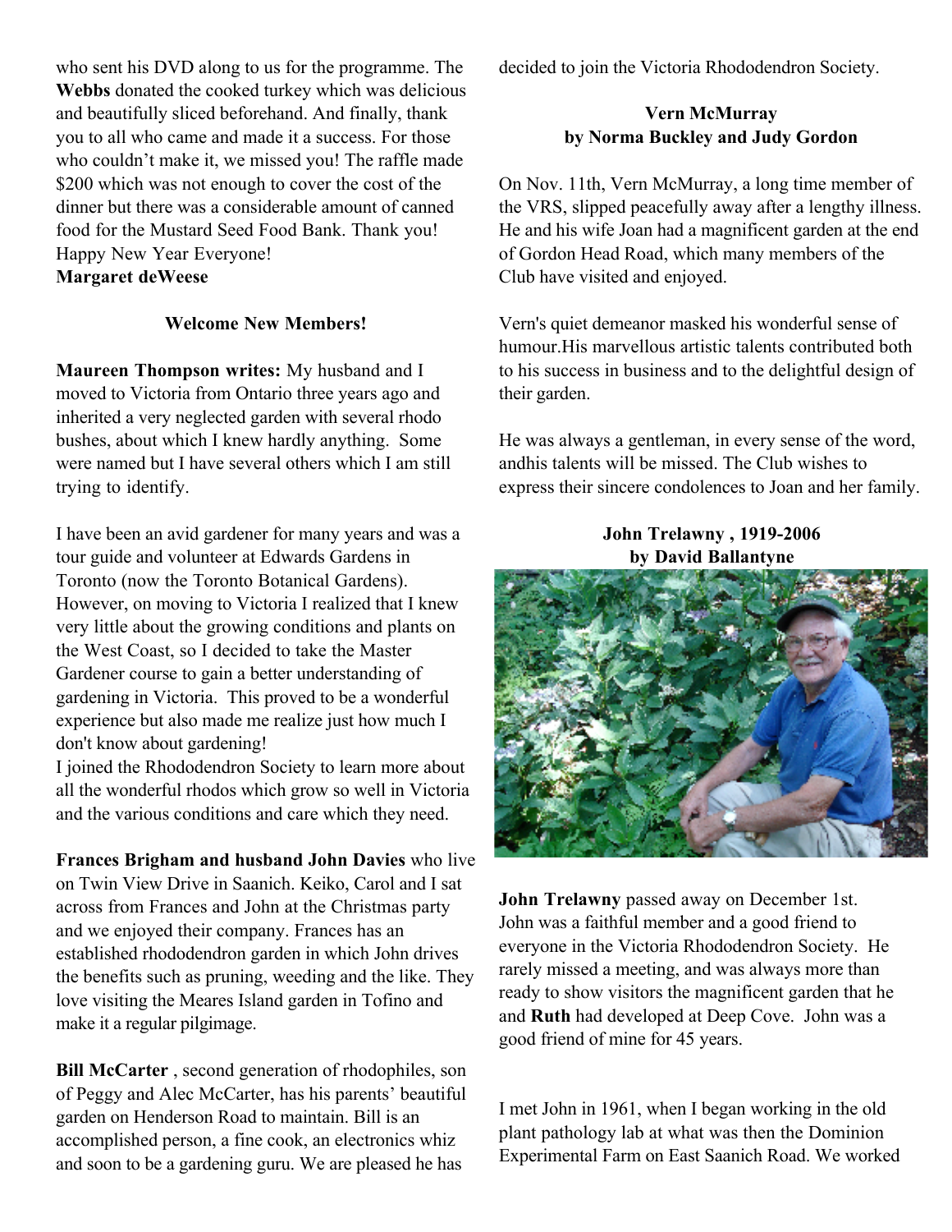who sent his DVD along to us for the programme. The **Webbs** donated the cooked turkey which was delicious and beautifully sliced beforehand. And finally, thank you to all who came and made it a success. For those who couldn't make it, we missed you! The raffle made $200 which was not enough to cover the cost of the dinner but there was a considerable amount of canned food for the Mustard Seed Food Bank. Thank you! Happy New Year Everyone!
**Margaret deWeese**

### Welcome New Members!

**Maureen Thompson writes:** My husband and I moved to Victoria from Ontario three years ago and inherited a very neglected garden with several rhodo bushes, about which I knew hardly anything. Some were named but I have several others which I am still trying to identify.

I have been an avid gardener for many years and was a tour guide and volunteer at Edwards Gardens in Toronto (now the Toronto Botanical Gardens). However, on moving to Victoria I realized that I knew very little about the growing conditions and plants on the West Coast, so I decided to take the Master Gardener course to gain a better understanding of gardening in Victoria. This proved to be a wonderful experience but also made me realize just how much I don't know about gardening!
I joined the Rhododendron Society to learn more about all the wonderful rhodos which grow so well in Victoria and the various conditions and care which they need.

**Frances Brigham and husband John Davies** who live on Twin View Drive in Saanich. Keiko, Carol and I sat across from Frances and John at the Christmas party and we enjoyed their company. Frances has an established rhododendron garden in which John drives the benefits such as pruning, weeding and the like. They love visiting the Meares Island garden in Tofino and make it a regular pilgimage.

**Bill McCarter** , second generation of rhodophiles, son of Peggy and Alec McCarter, has his parents' beautiful garden on Henderson Road to maintain. Bill is an accomplished person, a fine cook, an electronics whiz and soon to be a gardening guru. We are pleased he has decided to join the Victoria Rhododendron Society.

### Vern McMurray
### by Norma Buckley and Judy Gordon

On Nov. 11th, Vern McMurray, a long time member of the VRS, slipped peacefully away after a lengthy illness. He and his wife Joan had a magnificent garden at the end of Gordon Head Road, which many members of the Club have visited and enjoyed.

Vern's quiet demeanor masked his wonderful sense of humour.His marvellous artistic talents contributed both to his success in business and to the delightful design of their garden.

He was always a gentleman, in every sense of the word, andhis talents will be missed. The Club wishes to express their sincere condolences to Joan and her family.

### John Trelawny , 1919-2006
### by David Ballantyne

**John Trelawny** passed away on December 1st. John was a faithful member and a good friend to everyone in the Victoria Rhododendron Society. He rarely missed a meeting, and was always more than ready to show visitors the magnificent garden that he and **Ruth** had developed at Deep Cove. John was a good friend of mine for 45 years.

I met John in 1961, when I began working in the old plant pathology lab at what was then the Dominion Experimental Farm on East Saanich Road. We worked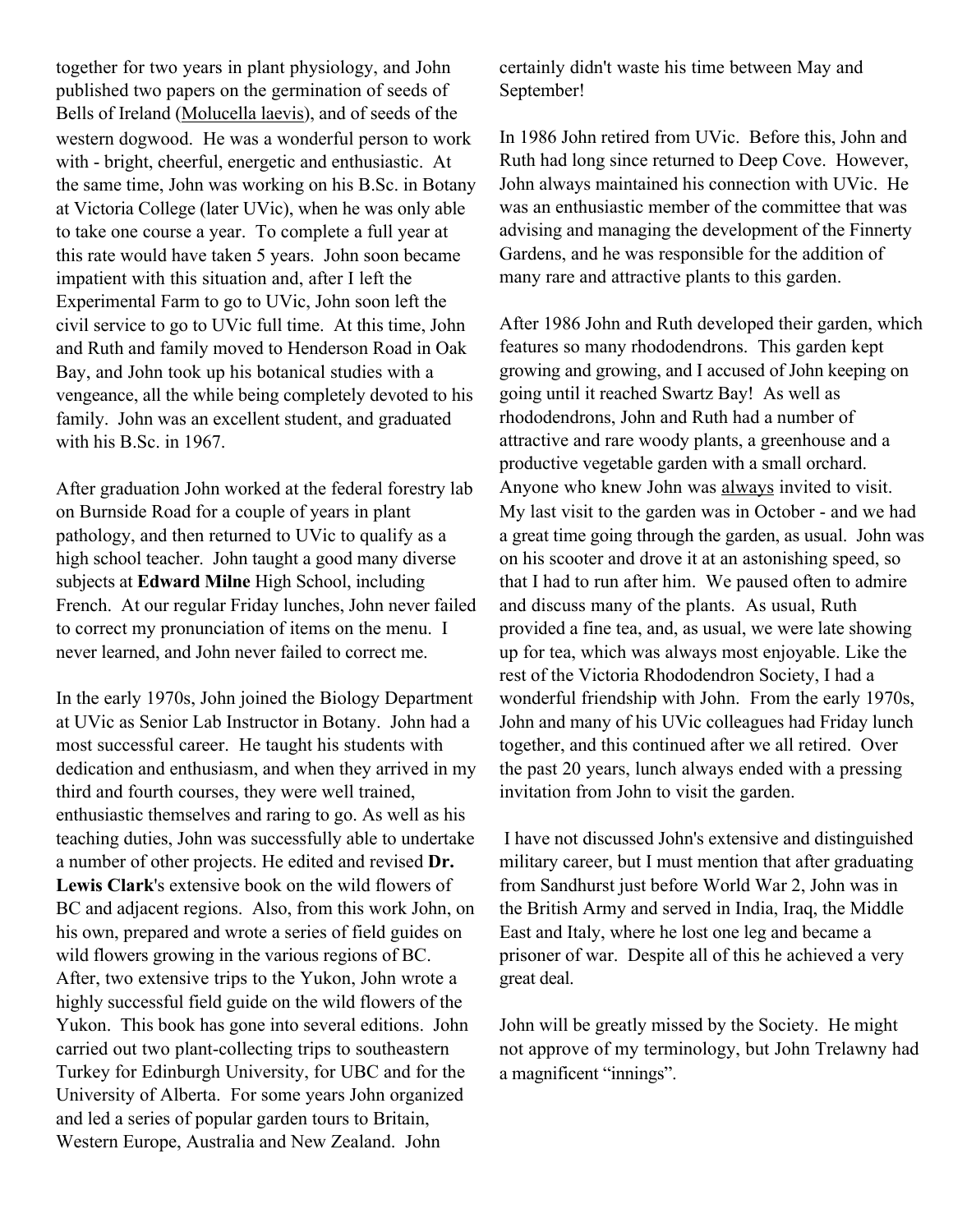together for two years in plant physiology, and John published two papers on the germination of seeds of Bells of Ireland (Molucella laevis), and of seeds of the western dogwood. He was a wonderful person to work with - bright, cheerful, energetic and enthusiastic. At the same time, John was working on his B.Sc. in Botany at Victoria College (later UVic), when he was only able to take one course a year. To complete a full year at this rate would have taken 5 years. John soon became impatient with this situation and, after I left the Experimental Farm to go to UVic, John soon left the civil service to go to UVic full time. At this time, John and Ruth and family moved to Henderson Road in Oak Bay, and John took up his botanical studies with a vengeance, all the while being completely devoted to his family. John was an excellent student, and graduated with his B.Sc. in 1967.

After graduation John worked at the federal forestry lab on Burnside Road for a couple of years in plant pathology, and then returned to UVic to qualify as a high school teacher. John taught a good many diverse subjects at **Edward Milne** High School, including French. At our regular Friday lunches, John never failed to correct my pronunciation of items on the menu. I never learned, and John never failed to correct me.

In the early 1970s, John joined the Biology Department at UVic as Senior Lab Instructor in Botany. John had a most successful career. He taught his students with dedication and enthusiasm, and when they arrived in my third and fourth courses, they were well trained, enthusiastic themselves and raring to go. As well as his teaching duties, John was successfully able to undertake a number of other projects. He edited and revised **Dr. Lewis Clark**'s extensive book on the wild flowers of BC and adjacent regions. Also, from this work John, on his own, prepared and wrote a series of field guides on wild flowers growing in the various regions of BC. After, two extensive trips to the Yukon, John wrote a highly successful field guide on the wild flowers of the Yukon. This book has gone into several editions. John carried out two plant-collecting trips to southeastern Turkey for Edinburgh University, for UBC and for the University of Alberta. For some years John organized and led a series of popular garden tours to Britain, Western Europe, Australia and New Zealand. John certainly didn't waste his time between May and September!

In 1986 John retired from UVic. Before this, John and Ruth had long since returned to Deep Cove. However, John always maintained his connection with UVic. He was an enthusiastic member of the committee that was advising and managing the development of the Finnerty Gardens, and he was responsible for the addition of many rare and attractive plants to this garden.

After 1986 John and Ruth developed their garden, which features so many rhododendrons. This garden kept growing and growing, and I accused of John keeping on going until it reached Swartz Bay! As well as rhododendrons, John and Ruth had a number of attractive and rare woody plants, a greenhouse and a productive vegetable garden with a small orchard. Anyone who knew John was always invited to visit. My last visit to the garden was in October - and we had a great time going through the garden, as usual. John was on his scooter and drove it at an astonishing speed, so that I had to run after him. We paused often to admire and discuss many of the plants. As usual, Ruth provided a fine tea, and, as usual, we were late showing up for tea, which was always most enjoyable. Like the rest of the Victoria Rhododendron Society, I had a wonderful friendship with John. From the early 1970s, John and many of his UVic colleagues had Friday lunch together, and this continued after we all retired. Over the past 20 years, lunch always ended with a pressing invitation from John to visit the garden.

I have not discussed John's extensive and distinguished military career, but I must mention that after graduating from Sandhurst just before World War 2, John was in the British Army and served in India, Iraq, the Middle East and Italy, where he lost one leg and became a prisoner of war. Despite all of this he achieved a very great deal.

John will be greatly missed by the Society. He might not approve of my terminology, but John Trelawny had a magnificent "innings".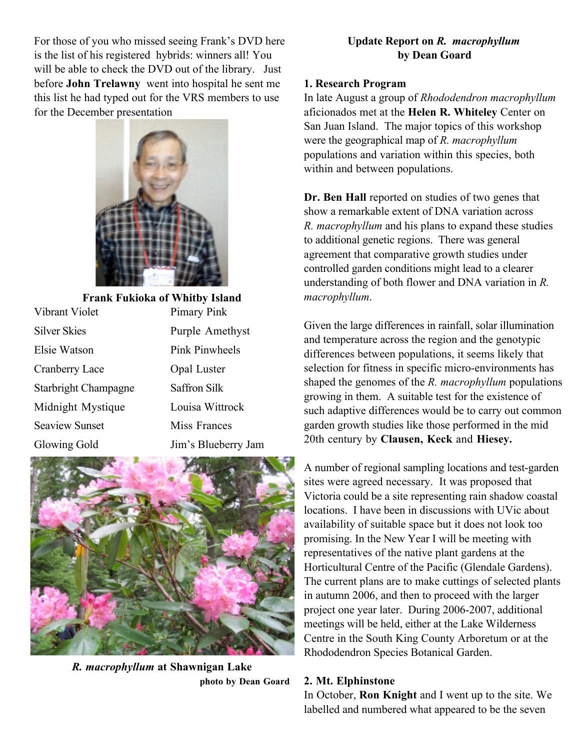For those of you who missed seeing Frank's DVD here is the list of his registered hybrids: winners all! You will be able to check the DVD out of the library. Just before **John Trelawny** went into hospital he sent me this list he had typed out for the VRS members to use for the December presentation

**Frank Fukioka of Whitby Island**

| | |
|---|---|
| Vibrant Violet | Pimary Pink |
| Silver Skies | Purple Amethyst |
| Elsie Watson | Pink Pinwheels |
| Cranberry Lace | Opal Luster |
| Starbright Champagne | Saffron Silk |
| Midnight Mystique | Louisa Wittrock |
| Seaview Sunset | Miss Frances |
| Glowing Gold | Jim's Blueberry Jam |

***R. macrophyllum* at Shawnigan Lake**
**photo by Dean Goard**

## Update Report on *R. macrophyllum*
**by Dean Goard**

### 1. Research Program

In late August a group of *Rhododendron macrophyllum* aficionados met at the **Helen R. Whiteley** Center on San Juan Island. The major topics of this workshop were the geographical map of *R. macrophyllum* populations and variation within this species, both within and between populations.

**Dr. Ben Hall** reported on studies of two genes that show a remarkable extent of DNA variation across *R. macrophyllum* and his plans to expand these studies to additional genetic regions. There was general agreement that comparative growth studies under controlled garden conditions might lead to a clearer understanding of both flower and DNA variation in *R. macrophyllum*.

Given the large differences in rainfall, solar illumination and temperature across the region and the genotypic differences between populations, it seems likely that selection for fitness in specific micro-environments has shaped the genomes of the *R. macrophyllum* populations growing in them. A suitable test for the existence of such adaptive differences would be to carry out common garden growth studies like those performed in the mid 20th century by **Clausen, Keck** and **Hiesey.**

A number of regional sampling locations and test-garden sites were agreed necessary. It was proposed that Victoria could be a site representing rain shadow coastal locations. I have been in discussions with UVic about availability of suitable space but it does not look too promising. In the New Year I will be meeting with representatives of the native plant gardens at the Horticultural Centre of the Pacific (Glendale Gardens). The current plans are to make cuttings of selected plants in autumn 2006, and then to proceed with the larger project one year later. During 2006-2007, additional meetings will be held, either at the Lake Wilderness Centre in the South King County Arboretum or at the Rhododendron Species Botanical Garden.

### 2. Mt. Elphinstone

In October, **Ron Knight** and I went up to the site. We labelled and numbered what appeared to be the seven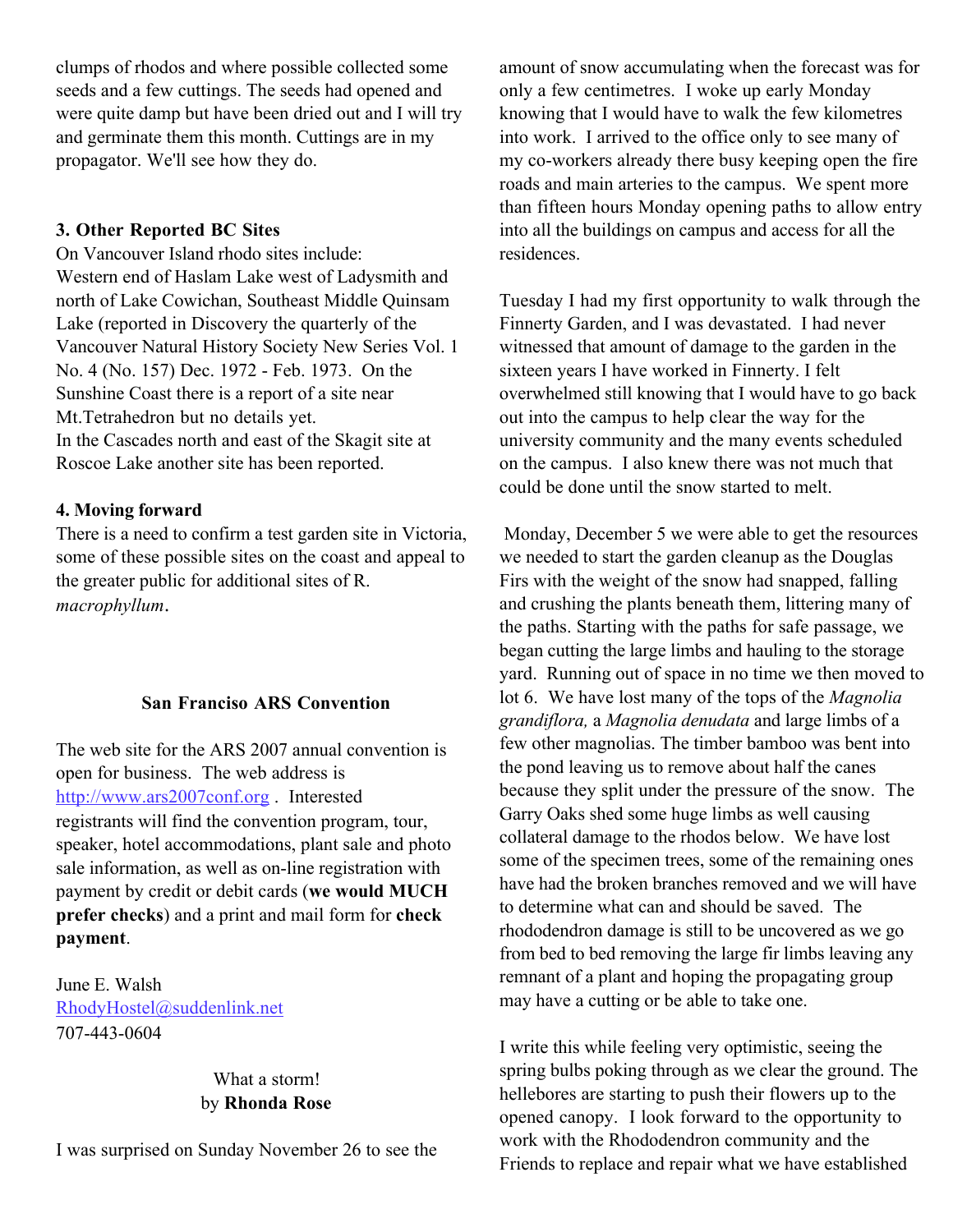clumps of rhodos and where possible collected some seeds and a few cuttings. The seeds had opened and were quite damp but have been dried out and I will try and germinate them this month. Cuttings are in my propagator. We'll see how they do.

**3. Other Reported BC Sites**

On Vancouver Island rhodo sites include:
Western end of Haslam Lake west of Ladysmith and north of Lake Cowichan, Southeast Middle Quinsam Lake (reported in Discovery the quarterly of the Vancouver Natural History Society New Series Vol. 1 No. 4 (No. 157) Dec. 1972 - Feb. 1973. On the Sunshine Coast there is a report of a site near Mt.Tetrahedron but no details yet.
In the Cascades north and east of the Skagit site at Roscoe Lake another site has been reported.

**4. Moving forward**

There is a need to confirm a test garden site in Victoria, some of these possible sites on the coast and appeal to the greater public for additional sites of R. *macrophyllum*.

## San Francisco ARS Convention

The web site for the ARS 2007 annual convention is open for business. The web address is http://www.ars2007conf.org . Interested registrants will find the convention program, tour, speaker, hotel accommodations, plant sale and photo sale information, as well as on-line registration with payment by credit or debit cards (**we would MUCH prefer checks**) and a print and mail form for **check payment**.

June E. Walsh
RhodyHostel@suddenlink.net
707-443-0604

## What a storm!
by **Rhonda Rose**

I was surprised on Sunday November 26 to see the amount of snow accumulating when the forecast was for only a few centimetres. I woke up early Monday knowing that I would have to walk the few kilometres into work. I arrived to the office only to see many of my co-workers already there busy keeping open the fire roads and main arteries to the campus. We spent more than fifteen hours Monday opening paths to allow entry into all the buildings on campus and access for all the residences.

Tuesday I had my first opportunity to walk through the Finnerty Garden, and I was devastated. I had never witnessed that amount of damage to the garden in the sixteen years I have worked in Finnerty. I felt overwhelmed still knowing that I would have to go back out into the campus to help clear the way for the university community and the many events scheduled on the campus. I also knew there was not much that could be done until the snow started to melt.

Monday, December 5 we were able to get the resources we needed to start the garden cleanup as the Douglas Firs with the weight of the snow had snapped, falling and crushing the plants beneath them, littering many of the paths. Starting with the paths for safe passage, we began cutting the large limbs and hauling to the storage yard. Running out of space in no time we then moved to lot 6. We have lost many of the tops of the *Magnolia grandiflora,* a *Magnolia denudata* and large limbs of a few other magnolias. The timber bamboo was bent into the pond leaving us to remove about half the canes because they split under the pressure of the snow. The Garry Oaks shed some huge limbs as well causing collateral damage to the rhodos below. We have lost some of the specimen trees, some of the remaining ones have had the broken branches removed and we will have to determine what can and should be saved. The rhododendron damage is still to be uncovered as we go from bed to bed removing the large fir limbs leaving any remnant of a plant and hoping the propagating group may have a cutting or be able to take one.

I write this while feeling very optimistic, seeing the spring bulbs poking through as we clear the ground. The hellebores are starting to push their flowers up to the opened canopy. I look forward to the opportunity to work with the Rhododendron community and the Friends to replace and repair what we have established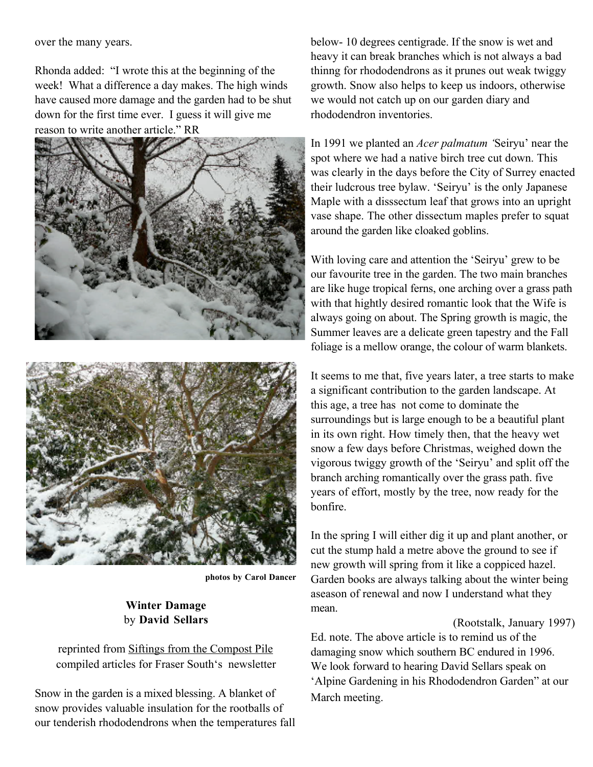over the many years.

Rhonda added: "I wrote this at the beginning of the week! What a difference a day makes. The high winds have caused more damage and the garden had to be shut down for the first time ever. I guess it will give me reason to write another article." RR

**photos by Carol Dancer**

### Winter Damage
by **David Sellars**

reprinted from Siftings from the Compost Pile
compiled articles for Fraser South's newsletter

Snow in the garden is a mixed blessing. A blanket of snow provides valuable insulation for the rootballs of our tenderish rhododendrons when the temperatures fall below- 10 degrees centigrade. If the snow is wet and heavy it can break branches which is not always a bad thinng for rhododendrons as it prunes out weak twiggy growth. Snow also helps to keep us indoors, otherwise we would not catch up on our garden diary and rhododendron inventories.

In 1991 we planted an *Acer palmatum '*Seiryu' near the spot where we had a native birch tree cut down. This was clearly in the days before the City of Surrey enacted their ludcrous tree bylaw. 'Seiryu' is the only Japanese Maple with a disssectum leaf that grows into an upright vase shape. The other dissectum maples prefer to squat around the garden like cloaked goblins.

With loving care and attention the 'Seiryu' grew to be our favourite tree in the garden. The two main branches are like huge tropical ferns, one arching over a grass path with that hightly desired romantic look that the Wife is always going on about. The Spring growth is magic, the Summer leaves are a delicate green tapestry and the Fall foliage is a mellow orange, the colour of warm blankets.

It seems to me that, five years later, a tree starts to make a significant contribution to the garden landscape. At this age, a tree has not come to dominate the surroundings but is large enough to be a beautiful plant in its own right. How timely then, that the heavy wet snow a few days before Christmas, weighed down the vigorous twiggy growth of the 'Seiryu' and split off the branch arching romantically over the grass path. five years of effort, mostly by the tree, now ready for the bonfire.

In the spring I will either dig it up and plant another, or cut the stump hald a metre above the ground to see if new growth will spring from it like a coppiced hazel. Garden books are always talking about the winter being aseason of renewal and now I understand what they mean.

(Rootstalk, January 1997)

Ed. note. The above article is to remind us of the damaging snow which southern BC endured in 1996. We look forward to hearing David Sellars speak on 'Alpine Gardening in his Rhododendron Garden" at our March meeting.